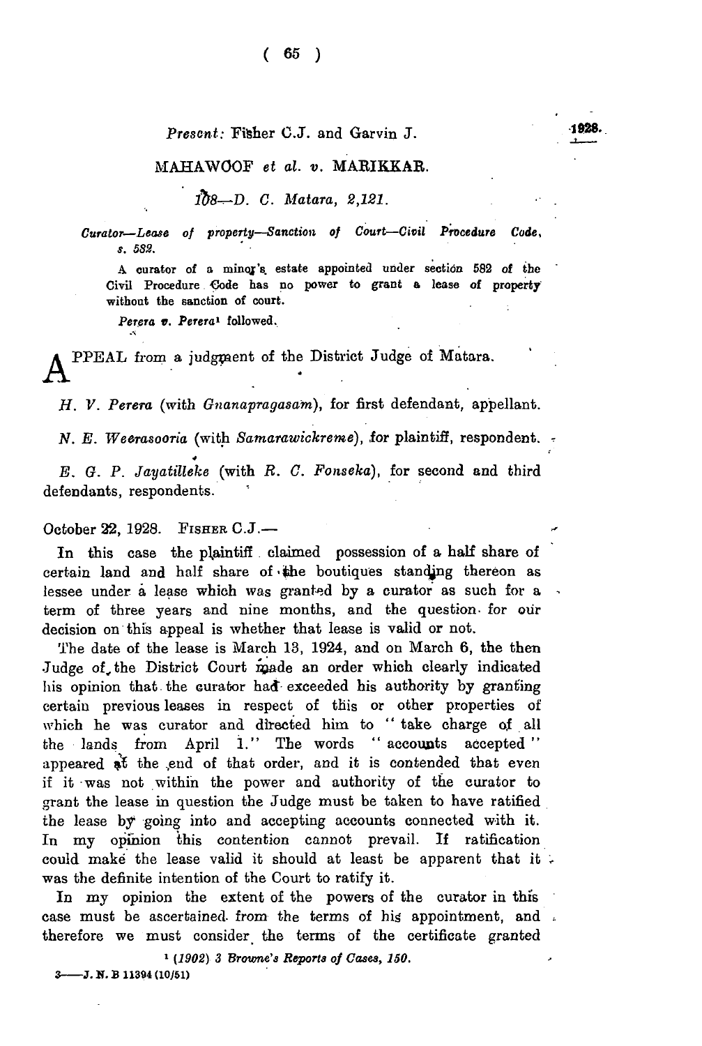*Present:* Fisher C.J. and Garvin J.

MAHAWOOF *et al. v.* MARIKKAR.

*108—D. C. Matara, 2,121.*

*Curator—Lease of property—Sanction of Court—Civil Procedure Code, s. 582.*

A curator of a minor's estate appointed under section 582 of the Civil Procedure Code has no power to grant a lease of property without the sanction of court.

*Perera v. Perera*[1] followed.

APPEAL from a judgment of the District Judge of Matara.

*H. V. Perera* (with *Gnanapragasam*), for first defendant, appellant.

*N. E. Weerasooria* (with *Samarawickreme*), for plaintiff, respondent.

*E. G. P. Jayatilleke* (with *R. C. Fonseka*), for second and third defendants, respondents.

October 22, 1928. FISHER C.J.—

In this case the plaintiff claimed possession of a half share of certain land and half share of the boutiques standing thereon as lessee under a lease which was granted by a curator as such for a term of three years and nine months, and the question for our decision on this appeal is whether that lease is valid or not.

The date of the lease is March 13, 1924, and on March 6, the then Judge of the District Court made an order which clearly indicated his opinion that the curator had exceeded his authority by granting certain previous leases in respect of this or other properties of which he was curator and directed him to " take charge of all the lands from April 1." The words " accounts accepted " appeared at the end of that order, and it is contended that even if it was not within the power and authority of the curator to grant the lease in question the Judge must be taken to have ratified the lease by going into and accepting accounts connected with it. In my opinion this contention cannot prevail. If ratification could make the lease valid it should at least be apparent that it was the definite intention of the Court to ratify it.

In my opinion the extent of the powers of the curator in this case must be ascertained from the terms of his appointment, and therefore we must consider the terms of the certificate granted

[1] (1902) 3 Browne's Reports of Cases, 150.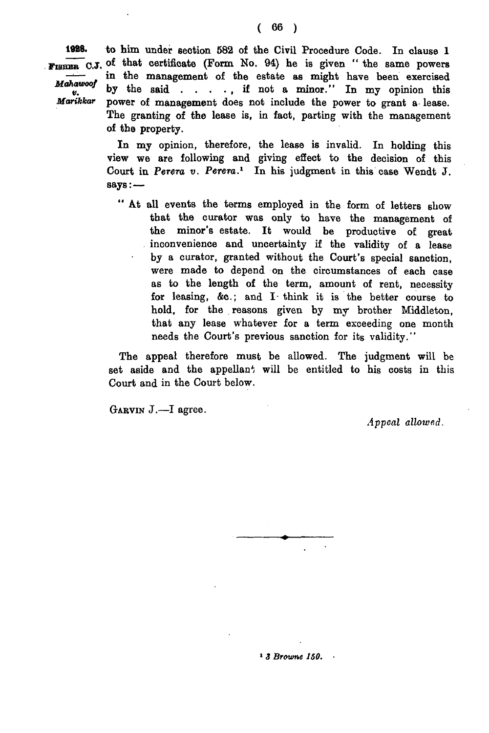to him under section 582 of the Civil Procedure Code. In clause 1 of that certificate (Form No. 94) he is given " the same powers in the management of the estate as might have been exercised by the said . . . . , if not a minor." In my opinion this power of management does not include the power to grant a lease. The granting of the lease is, in fact, parting with the management of the property.

In my opinion, therefore, the lease is invalid. In holding this view we are following and giving effect to the decision of this Court in *Perera v. Perera*.[1] In his judgment in this case Wendt J. says:—

> " At all events the terms employed in the form of letters show that the curator was only to have the management of the minor's estate. It would be productive of great inconvenience and uncertainty if the validity of a lease by a curator, granted without the Court's special sanction, were made to depend on the circumstances of each case as to the length of the term, amount of rent, necessity for leasing, &c.; and I think it is the better course to hold, for the reasons given by my brother Middleton, that any lease whatever for a term exceeding one month needs the Court's previous sanction for its validity."

The appeal therefore must be allowed. The judgment will be set aside and the appellant will be entitled to his costs in this Court and in the Court below.

GARVIN J.—I agree.

*Appeal allowed.*

[1] *3 Browne 150.*